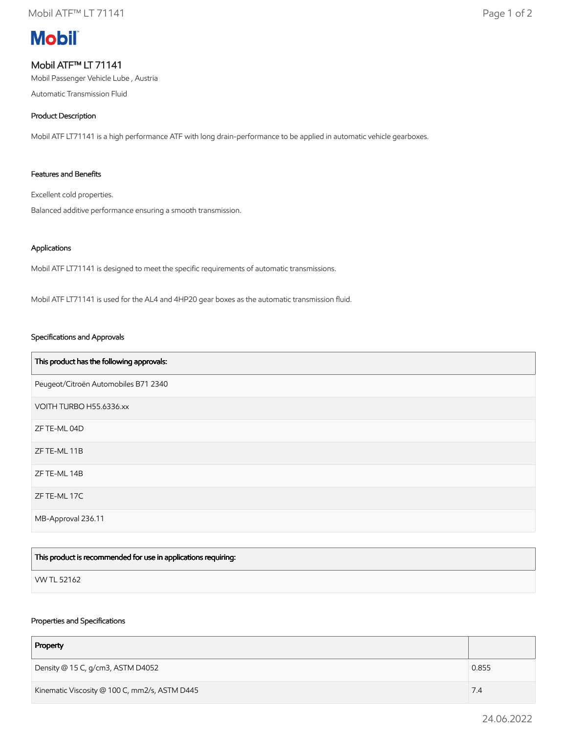Mobil

# Mobil ATF™ LT 71141

Mobil Passenger Vehicle Lube , Austria

Automatic Transmission Fluid

## Product Description

Mobil ATF LT71141 is a high performance ATF with long drain-performance to be applied in automatic vehicle gearboxes.

## Features and Benefits

Excellent cold properties.

Balanced additive performance ensuring a smooth transmission.

## Applications

Mobil ATF LT71141 is designed to meet the specific requirements of automatic transmissions.

Mobil ATF LT71141 is used for the AL4 and 4HP20 gear boxes as the automatic transmission fluid.

## Specifications and Approvals

| This product has the following approvals: |
| --- |
| Peugeot/Citroën Automobiles B71 2340 |
| VOITH TURBO H55.6336.xx |
| ZF TE-ML 04D |
| ZF TE-ML 11B |
| ZF TE-ML 14B |
| ZF TE-ML 17C |
| MB-Approval 236.11 |

| This product is recommended for use in applications requiring: |
| --- |
| VW TL 52162 |

## Properties and Specifications

| Property | |
| --- | --- |
| Density @ 15 C, g/cm3, ASTM D4052 | 0.855 |
| Kinematic Viscosity @ 100 C, mm2/s, ASTM D445 | 7.4 |

24.06.2022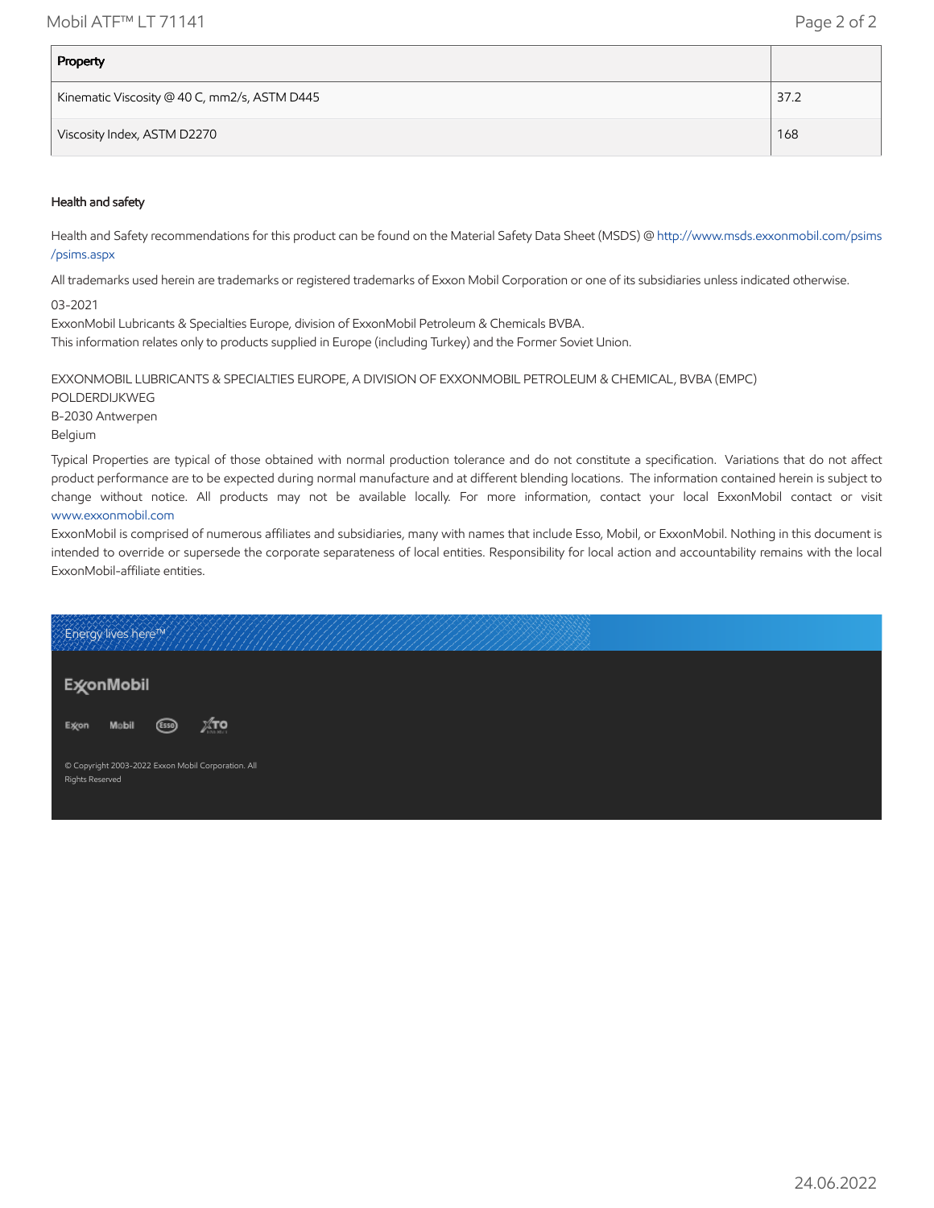| Property | |
|---|---|
| Kinematic Viscosity @ 40 C, mm2/s, ASTM D445 | 37.2 |
| Viscosity Index, ASTM D2270 | 168 |

### Health and safety

Health and Safety recommendations for this product can be found on the Material Safety Data Sheet (MSDS) @ http://www.msds.exxonmobil.com/psims/psims.aspx

All trademarks used herein are trademarks or registered trademarks of Exxon Mobil Corporation or one of its subsidiaries unless indicated otherwise.

03-2021
ExxonMobil Lubricants & Specialties Europe, division of ExxonMobil Petroleum & Chemicals BVBA.
This information relates only to products supplied in Europe (including Turkey) and the Former Soviet Union.

EXXONMOBIL LUBRICANTS & SPECIALTIES EUROPE, A DIVISION OF EXXONMOBIL PETROLEUM & CHEMICAL, BVBA (EMPC)
POLDERDIJKWEG
B-2030 Antwerpen
Belgium

Typical Properties are typical of those obtained with normal production tolerance and do not constitute a specification. Variations that do not affect product performance are to be expected during normal manufacture and at different blending locations. The information contained herein is subject to change without notice. All products may not be available locally. For more information, contact your local ExxonMobil contact or visit www.exxonmobil.com

ExxonMobil is comprised of numerous affiliates and subsidiaries, many with names that include Esso, Mobil, or ExxonMobil. Nothing in this document is intended to override or supersede the corporate separateness of local entities. Responsibility for local action and accountability remains with the local ExxonMobil-affiliate entities.

Energy lives here™

ExxonMobil

Exxon Mobil Esso XTO

© Copyright 2003-2022 Exxon Mobil Corporation. All Rights Reserved

24.06.2022